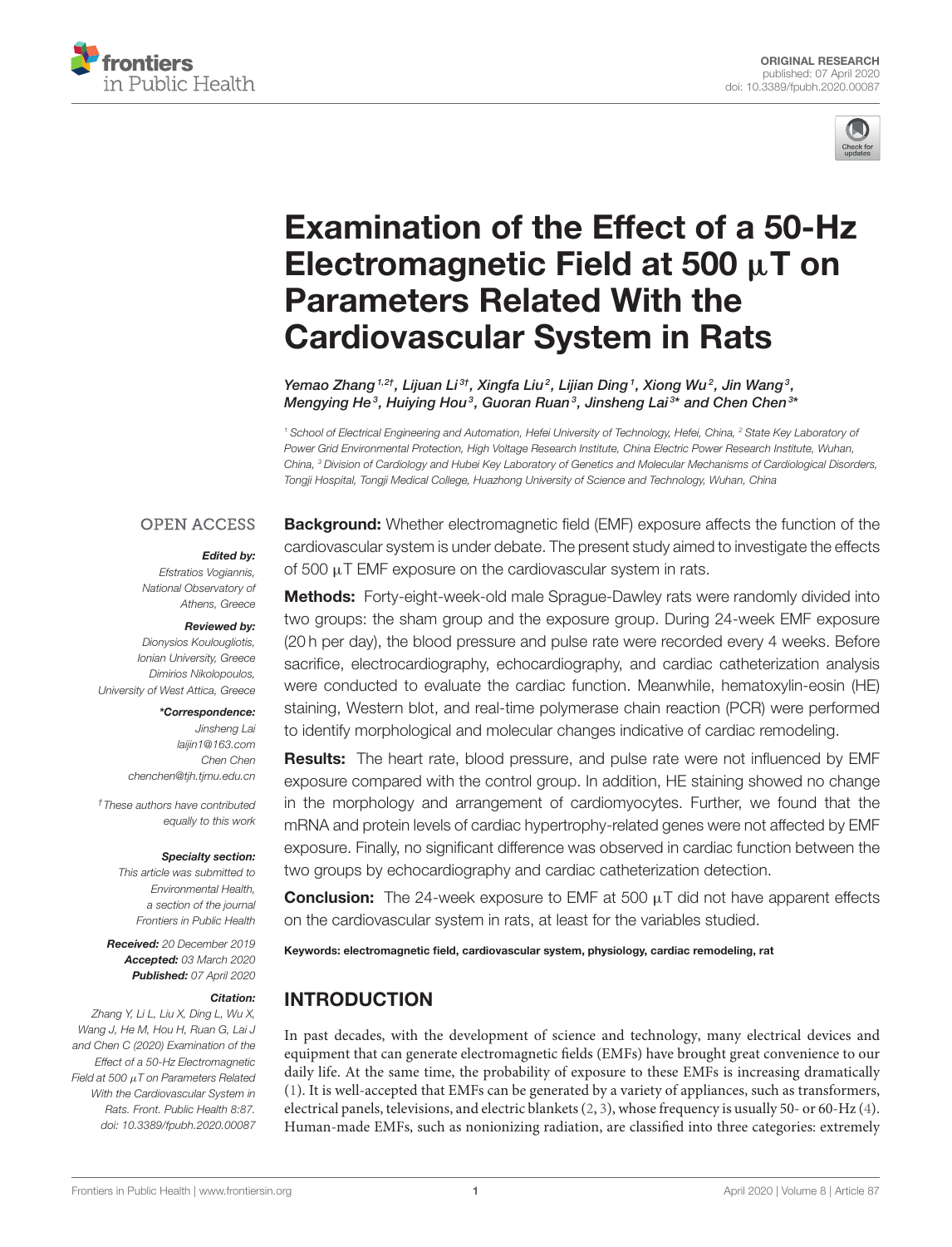ORIGINAL RESEARCH
published: 07 April 2020
doi: 10.3389/fpubh.2020.00087

# Examination of the Effect of a 50-Hz Electromagnetic Field at 500 μT on Parameters Related With the Cardiovascular System in Rats

*Yemao Zhang[1,2†], Lijuan Li[3†], Xingfa Liu[2], Lijian Ding[1], Xiong Wu[2], Jin Wang[3], Mengying He[3], Huiying Hou[3], Guoran Ruan[3], Jinsheng Lai[3*] and Chen Chen[3*]*

[1] School of Electrical Engineering and Automation, Hefei University of Technology, Hefei, China, [2] State Key Laboratory of Power Grid Environmental Protection, High Voltage Research Institute, China Electric Power Research Institute, Wuhan, China, [3] Division of Cardiology and Hubei Key Laboratory of Genetics and Molecular Mechanisms of Cardiological Disorders, Tongji Hospital, Tongji Medical College, Huazhong University of Science and Technology, Wuhan, China

OPEN ACCESS

***Edited by:***
*Efstratios Vogiannis, National Observatory of Athens, Greece*

***Reviewed by:***
*Dionysios Koulougliotis, Ionian University, Greece*
*Dimirios Nikolopoulos, University of West Attica, Greece*

***\*Correspondence:***
*Jinsheng Lai*
*laijin1@163.com*
*Chen Chen*
*chenchen@tjh.tjmu.edu.cn*

*† These authors have contributed equally to this work*

***Specialty section:***
*This article was submitted to Environmental Health, a section of the journal Frontiers in Public Health*

***Received:*** *20 December 2019*
***Accepted:*** *03 March 2020*
***Published:*** *07 April 2020*

***Citation:***
*Zhang Y, Li L, Liu X, Ding L, Wu X, Wang J, He M, Hou H, Ruan G, Lai J and Chen C (2020) Examination of the Effect of a 50-Hz Electromagnetic Field at 500 μT on Parameters Related With the Cardiovascular System in Rats. Front. Public Health 8:87. doi: 10.3389/fpubh.2020.00087*

**Background:** Whether electromagnetic field (EMF) exposure affects the function of the cardiovascular system is under debate. The present study aimed to investigate the effects of 500 μT EMF exposure on the cardiovascular system in rats.

**Methods:** Forty-eight-week-old male Sprague-Dawley rats were randomly divided into two groups: the sham group and the exposure group. During 24-week EMF exposure (20 h per day), the blood pressure and pulse rate were recorded every 4 weeks. Before sacrifice, electrocardiography, echocardiography, and cardiac catheterization analysis were conducted to evaluate the cardiac function. Meanwhile, hematoxylin-eosin (HE) staining, Western blot, and real-time polymerase chain reaction (PCR) were performed to identify morphological and molecular changes indicative of cardiac remodeling.

**Results:** The heart rate, blood pressure, and pulse rate were not influenced by EMF exposure compared with the control group. In addition, HE staining showed no change in the morphology and arrangement of cardiomyocytes. Further, we found that the mRNA and protein levels of cardiac hypertrophy-related genes were not affected by EMF exposure. Finally, no significant difference was observed in cardiac function between the two groups by echocardiography and cardiac catheterization detection.

**Conclusion:** The 24-week exposure to EMF at 500 μT did not have apparent effects on the cardiovascular system in rats, at least for the variables studied.

**Keywords: electromagnetic field, cardiovascular system, physiology, cardiac remodeling, rat**

## INTRODUCTION

In past decades, with the development of science and technology, many electrical devices and equipment that can generate electromagnetic fields (EMFs) have brought great convenience to our daily life. At the same time, the probability of exposure to these EMFs is increasing dramatically (1). It is well-accepted that EMFs can be generated by a variety of appliances, such as transformers, electrical panels, televisions, and electric blankets (2, 3), whose frequency is usually 50- or 60-Hz (4). Human-made EMFs, such as nonionizing radiation, are classified into three categories: extremely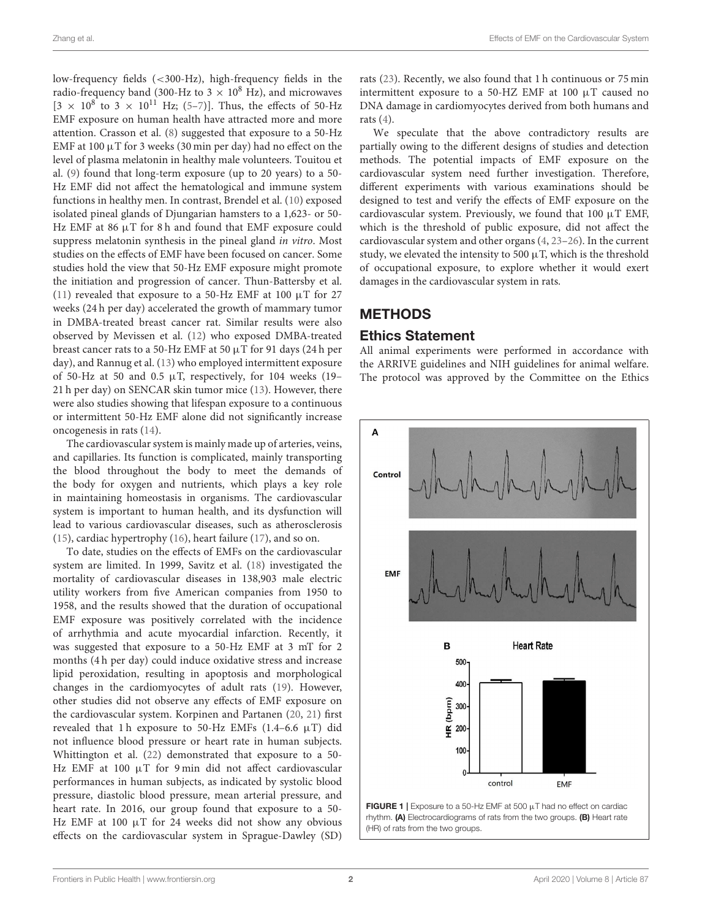low-frequency fields (<300-Hz), high-frequency fields in the radio-frequency band (300-Hz to $3 \times 10^8$ Hz), and microwaves [$3 \times 10^8$ to $3 \times 10^{11}$ Hz; (5–7)]. Thus, the effects of 50-Hz EMF exposure on human health have attracted more and more attention. Crasson et al. (8) suggested that exposure to a 50-Hz EMF at 100 μT for 3 weeks (30 min per day) had no effect on the level of plasma melatonin in healthy male volunteers. Touitou et al. (9) found that long-term exposure (up to 20 years) to a 50-Hz EMF did not affect the hematological and immune system functions in healthy men. In contrast, Brendel et al. (10) exposed isolated pineal glands of Djungarian hamsters to a 1,623- or 50-Hz EMF at 86 μT for 8 h and found that EMF exposure could suppress melatonin synthesis in the pineal gland *in vitro*. Most studies on the effects of EMF have been focused on cancer. Some studies hold the view that 50-Hz EMF exposure might promote the initiation and progression of cancer. Thun-Battersby et al. (11) revealed that exposure to a 50-Hz EMF at 100 μT for 27 weeks (24 h per day) accelerated the growth of mammary tumor in DMBA-treated breast cancer rat. Similar results were also observed by Mevissen et al. (12) who exposed DMBA-treated breast cancer rats to a 50-Hz EMF at 50 μT for 91 days (24 h per day), and Rannug et al. (13) who employed intermittent exposure of 50-Hz at 50 and 0.5 μT, respectively, for 104 weeks (19–21 h per day) on SENCAR skin tumor mice (13). However, there were also studies showing that lifespan exposure to a continuous or intermittent 50-Hz EMF alone did not significantly increase oncogenesis in rats (14).

The cardiovascular system is mainly made up of arteries, veins, and capillaries. Its function is complicated, mainly transporting the blood throughout the body to meet the demands of the body for oxygen and nutrients, which plays a key role in maintaining homeostasis in organisms. The cardiovascular system is important to human health, and its dysfunction will lead to various cardiovascular diseases, such as atherosclerosis (15), cardiac hypertrophy (16), heart failure (17), and so on.

To date, studies on the effects of EMFs on the cardiovascular system are limited. In 1999, Savitz et al. (18) investigated the mortality of cardiovascular diseases in 138,903 male electric utility workers from five American companies from 1950 to 1958, and the results showed that the duration of occupational EMF exposure was positively correlated with the incidence of arrhythmia and acute myocardial infarction. Recently, it was suggested that exposure to a 50-Hz EMF at 3 mT for 2 months (4 h per day) could induce oxidative stress and increase lipid peroxidation, resulting in apoptosis and morphological changes in the cardiomyocytes of adult rats (19). However, other studies did not observe any effects of EMF exposure on the cardiovascular system. Korpinen and Partanen (20, 21) first revealed that 1 h exposure to 50-Hz EMFs (1.4–6.6 μT) did not influence blood pressure or heart rate in human subjects. Whittington et al. (22) demonstrated that exposure to a 50-Hz EMF at 100 μT for 9 min did not affect cardiovascular performances in human subjects, as indicated by systolic blood pressure, diastolic blood pressure, mean arterial pressure, and heart rate. In 2016, our group found that exposure to a 50-Hz EMF at 100 μT for 24 weeks did not show any obvious effects on the cardiovascular system in Sprague-Dawley (SD) rats (23). Recently, we also found that 1 h continuous or 75 min intermittent exposure to a 50-HZ EMF at 100 μT caused no DNA damage in cardiomyocytes derived from both humans and rats (4).

We speculate that the above contradictory results are partially owing to the different designs of studies and detection methods. The potential impacts of EMF exposure on the cardiovascular system need further investigation. Therefore, different experiments with various examinations should be designed to test and verify the effects of EMF exposure on the cardiovascular system. Previously, we found that 100 μT EMF, which is the threshold of public exposure, did not affect the cardiovascular system and other organs (4, 23–26). In the current study, we elevated the intensity to 500 μT, which is the threshold of occupational exposure, to explore whether it would exert damages in the cardiovascular system in rats.

## METHODS

### Ethics Statement

All animal experiments were performed in accordance with the ARRIVE guidelines and NIH guidelines for animal welfare. The protocol was approved by the Committee on the Ethics

**FIGURE 1 |** Exposure to a 50-Hz EMF at 500 μT had no effect on cardiac rhythm. **(A)** Electrocardiograms of rats from the two groups. **(B)** Heart rate (HR) of rats from the two groups.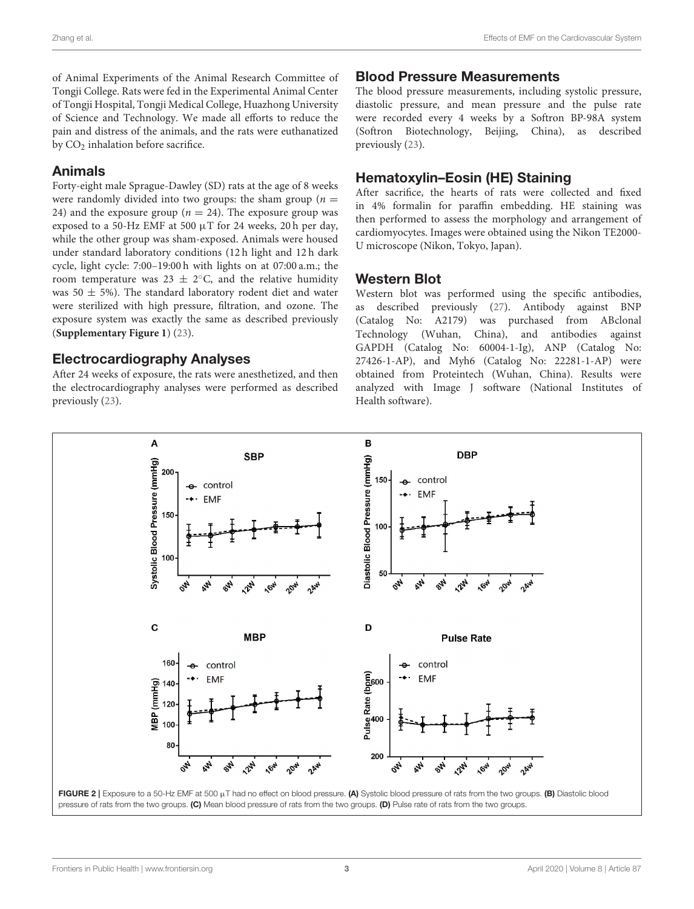of Animal Experiments of the Animal Research Committee of Tongji College. Rats were fed in the Experimental Animal Center of Tongji Hospital, Tongji Medical College, Huazhong University of Science and Technology. We made all efforts to reduce the pain and distress of the animals, and the rats were euthanatized by $CO_2$ inhalation before sacrifice.

## Animals

Forty-eight male Sprague-Dawley (SD) rats at the age of 8 weeks were randomly divided into two groups: the sham group ($n = 24$) and the exposure group ($n = 24$). The exposure group was exposed to a 50-Hz EMF at 500 μT for 24 weeks, 20 h per day, while the other group was sham-exposed. Animals were housed under standard laboratory conditions (12 h light and 12 h dark cycle, light cycle: 7:00–19:00 h with lights on at 07:00 a.m.; the room temperature was 23 ± 2°C, and the relative humidity was 50 ± 5%). The standard laboratory rodent diet and water were sterilized with high pressure, filtration, and ozone. The exposure system was exactly the same as described previously (**Supplementary Figure 1**) (23).

## Electrocardiography Analyses

After 24 weeks of exposure, the rats were anesthetized, and then the electrocardiography analyses were performed as described previously (23).

## Blood Pressure Measurements

The blood pressure measurements, including systolic pressure, diastolic pressure, and mean pressure and the pulse rate were recorded every 4 weeks by a Softron BP-98A system (Softron Biotechnology, Beijing, China), as described previously (23).

## Hematoxylin–Eosin (HE) Staining

After sacrifice, the hearts of rats were collected and fixed in 4% formalin for paraffin embedding. HE staining was then performed to assess the morphology and arrangement of cardiomyocytes. Images were obtained using the Nikon TE2000-U microscope (Nikon, Tokyo, Japan).

## Western Blot

Western blot was performed using the specific antibodies, as described previously (27). Antibody against BNP (Catalog No: A2179) was purchased from ABclonal Technology (Wuhan, China), and antibodies against GAPDH (Catalog No: 60004-1-Ig), ANP (Catalog No: 27426-1-AP), and Myh6 (Catalog No: 22281-1-AP) were obtained from Proteintech (Wuhan, China). Results were analyzed with Image J software (National Institutes of Health software).

**FIGURE 2** | Exposure to a 50-Hz EMF at 500 μT had no effect on blood pressure. **(A)** Systolic blood pressure of rats from the two groups. **(B)** Diastolic blood pressure of rats from the two groups. **(C)** Mean blood pressure of rats from the two groups. **(D)** Pulse rate of rats from the two groups.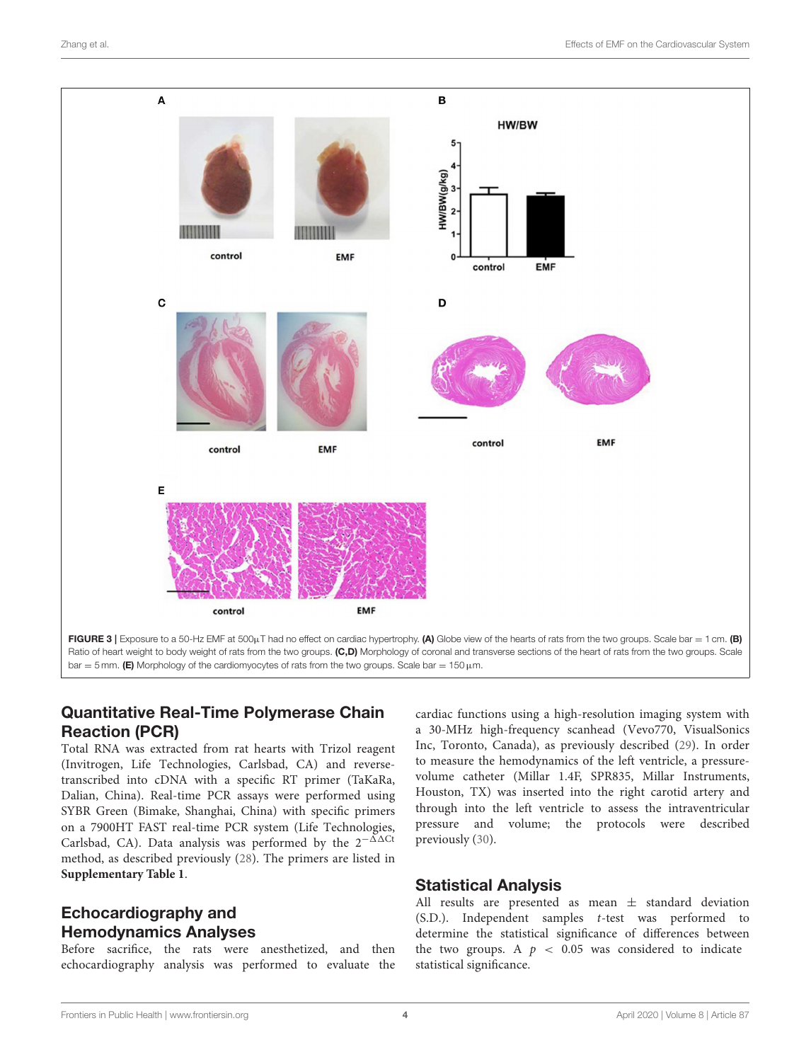FIGURE 3 | Exposure to a 50-Hz EMF at 500µT had no effect on cardiac hypertrophy. **(A)** Globe view of the hearts of rats from the two groups. Scale bar = 1 cm. **(B)** Ratio of heart weight to body weight of rats from the two groups. **(C,D)** Morphology of coronal and transverse sections of the heart of rats from the two groups. Scale bar = 5 mm. **(E)** Morphology of the cardiomyocytes of rats from the two groups. Scale bar = 150 µm.

## Quantitative Real-Time Polymerase Chain Reaction (PCR)

Total RNA was extracted from rat hearts with Trizol reagent (Invitrogen, Life Technologies, Carlsbad, CA) and reverse-transcribed into cDNA with a specific RT primer (TaKaRa, Dalian, China). Real-time PCR assays were performed using SYBR Green (Bimake, Shanghai, China) with specific primers on a 7900HT FAST real-time PCR system (Life Technologies, Carlsbad, CA). Data analysis was performed by the $2^{-\Delta\Delta Ct}$ method, as described previously (28). The primers are listed in **Supplementary Table 1**.

## Echocardiography and Hemodynamics Analyses

Before sacrifice, the rats were anesthetized, and then echocardiography analysis was performed to evaluate the cardiac functions using a high-resolution imaging system with a 30-MHz high-frequency scanhead (Vevo770, VisualSonics Inc, Toronto, Canada), as previously described (29). In order to measure the hemodynamics of the left ventricle, a pressure-volume catheter (Millar 1.4F, SPR835, Millar Instruments, Houston, TX) was inserted into the right carotid artery and through into the left ventricle to assess the intraventricular pressure and volume; the protocols were described previously (30).

## Statistical Analysis

All results are presented as mean ± standard deviation (S.D.). Independent samples *t*-test was performed to determine the statistical significance of differences between the two groups. A $p < 0.05$ was considered to indicate statistical significance.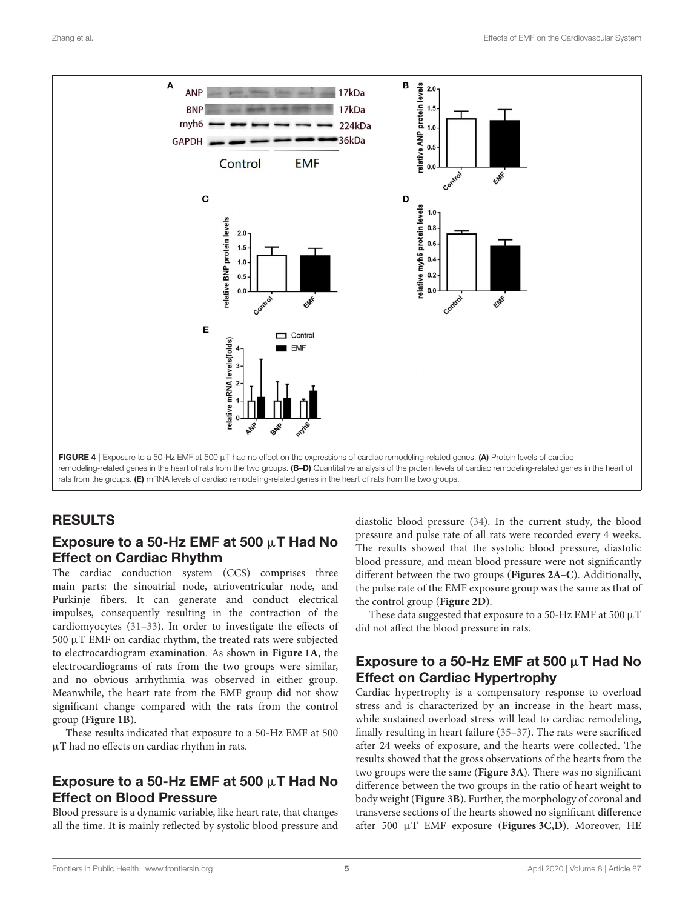FIGURE 4 | Exposure to a 50-Hz EMF at 500 μT had no effect on the expressions of cardiac remodeling-related genes. **(A)** Protein levels of cardiac remodeling-related genes in the heart of rats from the two groups. **(B–D)** Quantitative analysis of the protein levels of cardiac remodeling-related genes in the heart of rats from the groups. **(E)** mRNA levels of cardiac remodeling-related genes in the heart of rats from the two groups.

## RESULTS

### Exposure to a 50-Hz EMF at 500 μT Had No Effect on Cardiac Rhythm

The cardiac conduction system (CCS) comprises three main parts: the sinoatrial node, atrioventricular node, and Purkinje fibers. It can generate and conduct electrical impulses, consequently resulting in the contraction of the cardiomyocytes (31–33). In order to investigate the effects of 500 μT EMF on cardiac rhythm, the treated rats were subjected to electrocardiogram examination. As shown in **Figure 1A**, the electrocardiograms of rats from the two groups were similar, and no obvious arrhythmia was observed in either group. Meanwhile, the heart rate from the EMF group did not show significant change compared with the rats from the control group (**Figure 1B**).

These results indicated that exposure to a 50-Hz EMF at 500 μT had no effects on cardiac rhythm in rats.

### Exposure to a 50-Hz EMF at 500 μT Had No Effect on Blood Pressure

Blood pressure is a dynamic variable, like heart rate, that changes all the time. It is mainly reflected by systolic blood pressure and diastolic blood pressure (34). In the current study, the blood pressure and pulse rate of all rats were recorded every 4 weeks. The results showed that the systolic blood pressure, diastolic blood pressure, and mean blood pressure were not significantly different between the two groups (**Figures 2A–C**). Additionally, the pulse rate of the EMF exposure group was the same as that of the control group (**Figure 2D**).

These data suggested that exposure to a 50-Hz EMF at 500 μT did not affect the blood pressure in rats.

### Exposure to a 50-Hz EMF at 500 μT Had No Effect on Cardiac Hypertrophy

Cardiac hypertrophy is a compensatory response to overload stress and is characterized by an increase in the heart mass, while sustained overload stress will lead to cardiac remodeling, finally resulting in heart failure (35–37). The rats were sacrificed after 24 weeks of exposure, and the hearts were collected. The results showed that the gross observations of the hearts from the two groups were the same (**Figure 3A**). There was no significant difference between the two groups in the ratio of heart weight to body weight (**Figure 3B**). Further, the morphology of coronal and transverse sections of the hearts showed no significant difference after 500 μT EMF exposure (**Figures 3C,D**). Moreover, HE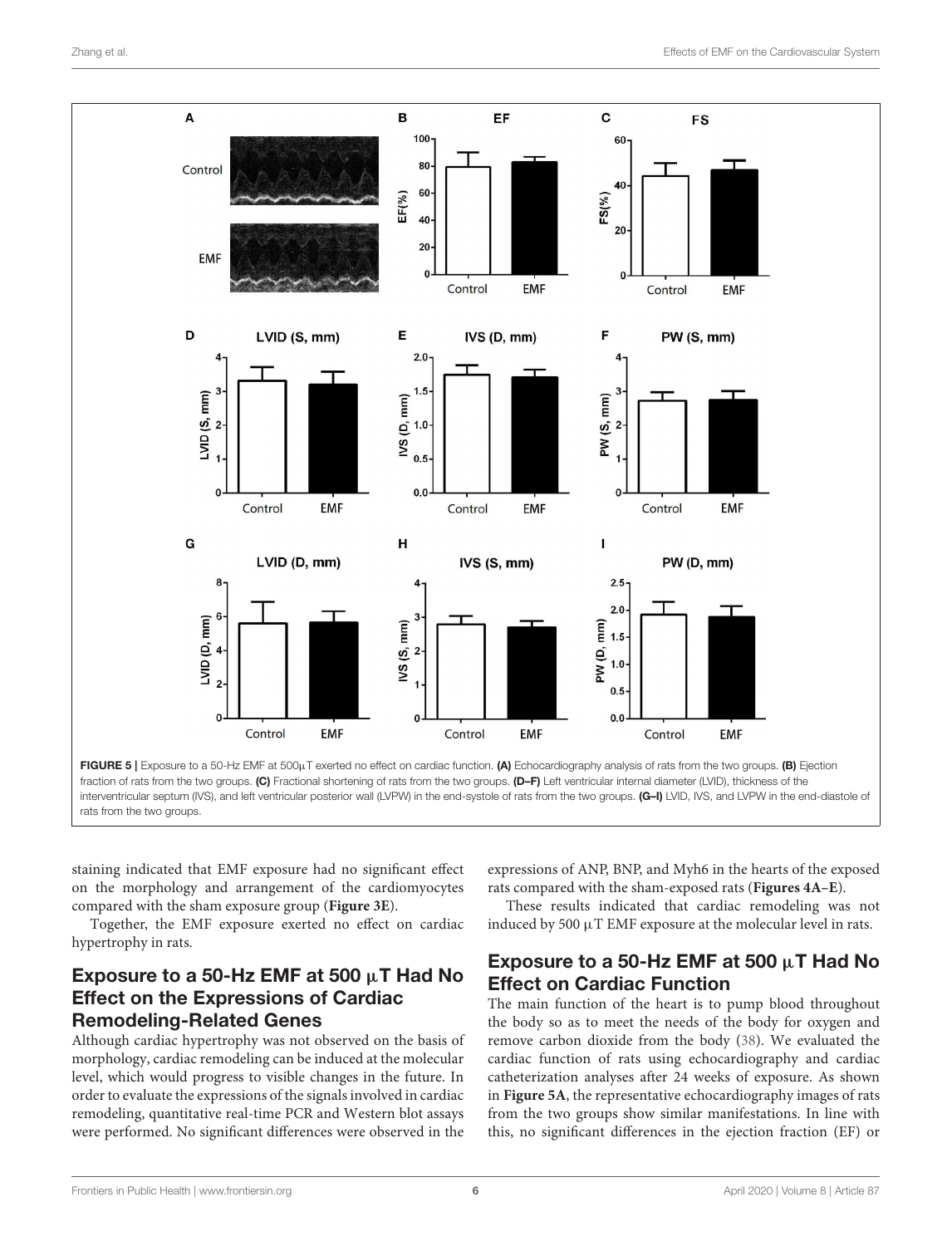FIGURE 5 | Exposure to a 50-Hz EMF at 500μT exerted no effect on cardiac function. **(A)** Echocardiography analysis of rats from the two groups. **(B)** Ejection fraction of rats from the two groups. **(C)** Fractional shortening of rats from the two groups. **(D–F)** Left ventricular internal diameter (LVID), thickness of the interventricular septum (IVS), and left ventricular posterior wall (LVPW) in the end-systole of rats from the two groups. **(G–I)** LVID, IVS, and LVPW in the end-diastole of rats from the two groups.

staining indicated that EMF exposure had no significant effect on the morphology and arrangement of the cardiomyocytes compared with the sham exposure group (**Figure 3E**).

Together, the EMF exposure exerted no effect on cardiac hypertrophy in rats.

## Exposure to a 50-Hz EMF at 500 μT Had No Effect on the Expressions of Cardiac Remodeling-Related Genes

Although cardiac hypertrophy was not observed on the basis of morphology, cardiac remodeling can be induced at the molecular level, which would progress to visible changes in the future. In order to evaluate the expressions of the signals involved in cardiac remodeling, quantitative real-time PCR and Western blot assays were performed. No significant differences were observed in the expressions of ANP, BNP, and Myh6 in the hearts of the exposed rats compared with the sham-exposed rats (**Figures 4A–E**).

These results indicated that cardiac remodeling was not induced by 500 μT EMF exposure at the molecular level in rats.

## Exposure to a 50-Hz EMF at 500 μT Had No Effect on Cardiac Function

The main function of the heart is to pump blood throughout the body so as to meet the needs of the body for oxygen and remove carbon dioxide from the body (38). We evaluated the cardiac function of rats using echocardiography and cardiac catheterization analyses after 24 weeks of exposure. As shown in **Figure 5A**, the representative echocardiography images of rats from the two groups show similar manifestations. In line with this, no significant differences in the ejection fraction (EF) or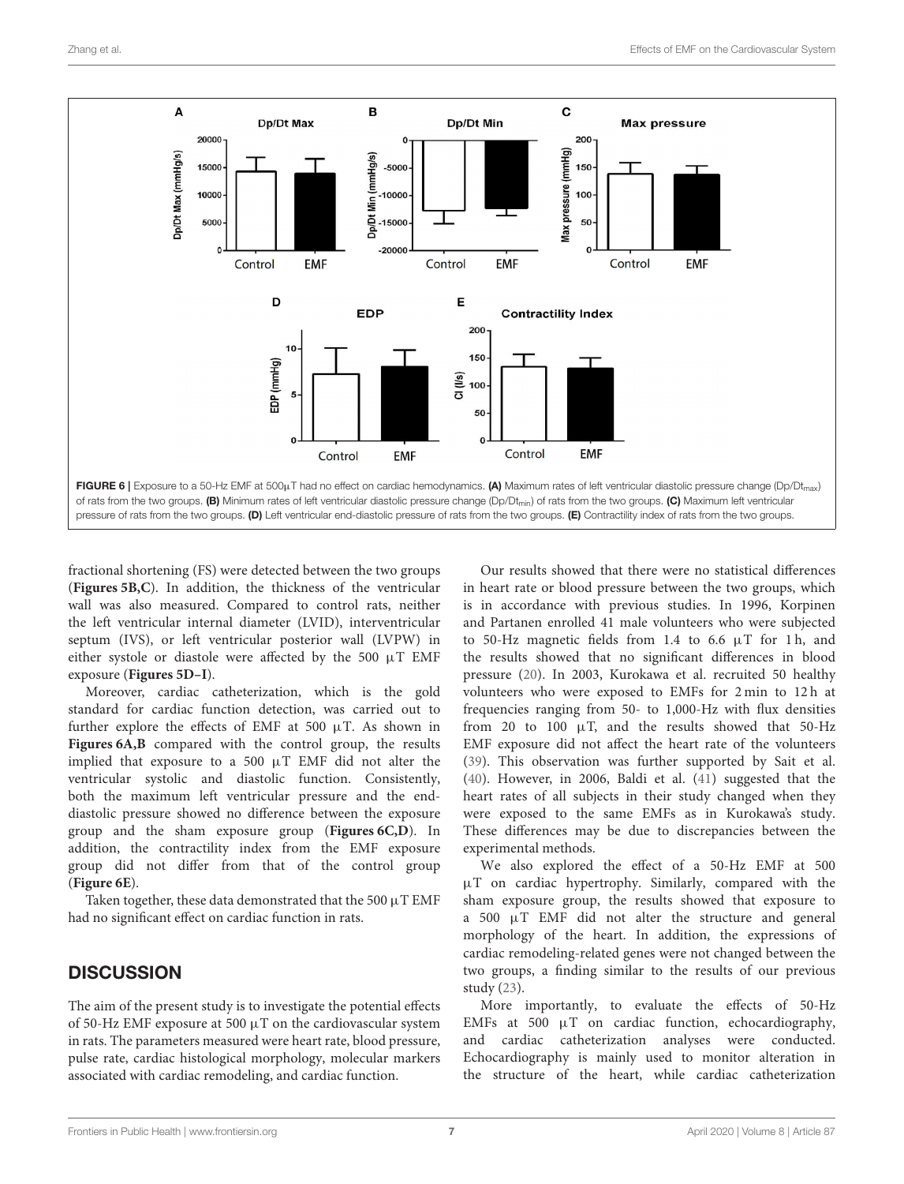FIGURE 6 | Exposure to a 50-Hz EMF at 500μT had no effect on cardiac hemodynamics. **(A)** Maximum rates of left ventricular diastolic pressure change ($Dp/Dt_{max}$) of rats from the two groups. **(B)** Minimum rates of left ventricular diastolic pressure change ($Dp/Dt_{min}$) of rats from the two groups. **(C)** Maximum left ventricular pressure of rats from the two groups. **(D)** Left ventricular end-diastolic pressure of rats from the two groups. **(E)** Contractility index of rats from the two groups.

fractional shortening (FS) were detected between the two groups (**Figures 5B,C**). In addition, the thickness of the ventricular wall was also measured. Compared to control rats, neither the left ventricular internal diameter (LVID), interventricular septum (IVS), or left ventricular posterior wall (LVPW) in either systole or diastole were affected by the 500 μT EMF exposure (**Figures 5D–I**).

Moreover, cardiac catheterization, which is the gold standard for cardiac function detection, was carried out to further explore the effects of EMF at 500 μT. As shown in **Figures 6A,B** compared with the control group, the results implied that exposure to a 500 μT EMF did not alter the ventricular systolic and diastolic function. Consistently, both the maximum left ventricular pressure and the end-diastolic pressure showed no difference between the exposure group and the sham exposure group (**Figures 6C,D**). In addition, the contractility index from the EMF exposure group did not differ from that of the control group (**Figure 6E**).

Taken together, these data demonstrated that the 500 μT EMF had no significant effect on cardiac function in rats.

## DISCUSSION

The aim of the present study is to investigate the potential effects of 50-Hz EMF exposure at 500 μT on the cardiovascular system in rats. The parameters measured were heart rate, blood pressure, pulse rate, cardiac histological morphology, molecular markers associated with cardiac remodeling, and cardiac function.

Our results showed that there were no statistical differences in heart rate or blood pressure between the two groups, which is in accordance with previous studies. In 1996, Korpinen and Partanen enrolled 41 male volunteers who were subjected to 50-Hz magnetic fields from 1.4 to 6.6 μT for 1 h, and the results showed that no significant differences in blood pressure (20). In 2003, Kurokawa et al. recruited 50 healthy volunteers who were exposed to EMFs for 2 min to 12 h at frequencies ranging from 50- to 1,000-Hz with flux densities from 20 to 100 μT, and the results showed that 50-Hz EMF exposure did not affect the heart rate of the volunteers (39). This observation was further supported by Sait et al. (40). However, in 2006, Baldi et al. (41) suggested that the heart rates of all subjects in their study changed when they were exposed to the same EMFs as in Kurokawa's study. These differences may be due to discrepancies between the experimental methods.

We also explored the effect of a 50-Hz EMF at 500 μT on cardiac hypertrophy. Similarly, compared with the sham exposure group, the results showed that exposure to a 500 μT EMF did not alter the structure and general morphology of the heart. In addition, the expressions of cardiac remodeling-related genes were not changed between the two groups, a finding similar to the results of our previous study (23).

More importantly, to evaluate the effects of 50-Hz EMFs at 500 μT on cardiac function, echocardiography, and cardiac catheterization analyses were conducted. Echocardiography is mainly used to monitor alteration in the structure of the heart, while cardiac catheterization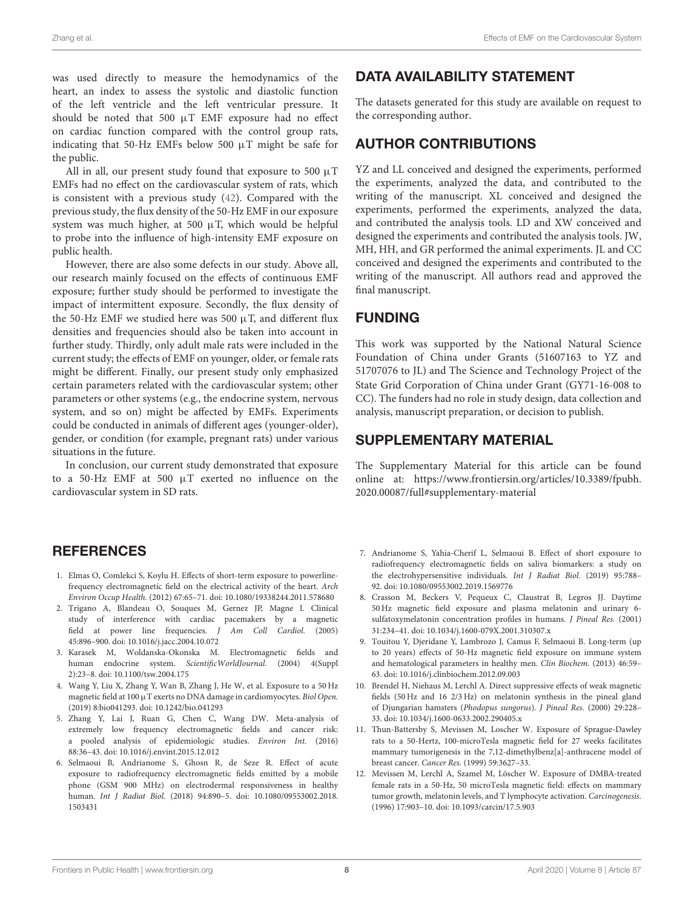was used directly to measure the hemodynamics of the heart, an index to assess the systolic and diastolic function of the left ventricle and the left ventricular pressure. It should be noted that 500 μT EMF exposure had no effect on cardiac function compared with the control group rats, indicating that 50-Hz EMFs below 500 μT might be safe for the public.

All in all, our present study found that exposure to 500 μT EMFs had no effect on the cardiovascular system of rats, which is consistent with a previous study (42). Compared with the previous study, the flux density of the 50-Hz EMF in our exposure system was much higher, at 500 μT, which would be helpful to probe into the influence of high-intensity EMF exposure on public health.

However, there are also some defects in our study. Above all, our research mainly focused on the effects of continuous EMF exposure; further study should be performed to investigate the impact of intermittent exposure. Secondly, the flux density of the 50-Hz EMF we studied here was 500 μT, and different flux densities and frequencies should also be taken into account in further study. Thirdly, only adult male rats were included in the current study; the effects of EMF on younger, older, or female rats might be different. Finally, our present study only emphasized certain parameters related with the cardiovascular system; other parameters or other systems (e.g., the endocrine system, nervous system, and so on) might be affected by EMFs. Experiments could be conducted in animals of different ages (younger-older), gender, or condition (for example, pregnant rats) under various situations in the future.

In conclusion, our current study demonstrated that exposure to a 50-Hz EMF at 500 μT exerted no influence on the cardiovascular system in SD rats.

## DATA AVAILABILITY STATEMENT

The datasets generated for this study are available on request to the corresponding author.

## AUTHOR CONTRIBUTIONS

YZ and LL conceived and designed the experiments, performed the experiments, analyzed the data, and contributed to the writing of the manuscript. XL conceived and designed the experiments, performed the experiments, analyzed the data, and contributed the analysis tools. LD and XW conceived and designed the experiments and contributed the analysis tools. JW, MH, HH, and GR performed the animal experiments. JL and CC conceived and designed the experiments and contributed to the writing of the manuscript. All authors read and approved the final manuscript.

## FUNDING

This work was supported by the National Natural Science Foundation of China under Grants (51607163 to YZ and 51707076 to JL) and The Science and Technology Project of the State Grid Corporation of China under Grant (GY71-16-008 to CC). The funders had no role in study design, data collection and analysis, manuscript preparation, or decision to publish.

## SUPPLEMENTARY MATERIAL

The Supplementary Material for this article can be found online at: https://www.frontiersin.org/articles/10.3389/fpubh.2020.00087/full#supplementary-material

## REFERENCES

1. Elmas O, Comlekci S, Koylu H. Effects of short-term exposure to powerline-frequency electromagnetic field on the electrical activity of the heart. *Arch Environ Occup Health.* (2012) 67:65–71. doi: 10.1080/19338244.2011.578680
2. Trigano A, Blandeau O, Souques M, Gernez JP, Magne I. Clinical study of interference with cardiac pacemakers by a magnetic field at power line frequencies. *J Am Coll Cardiol*. (2005) 45:896–900. doi: 10.1016/j.jacc.2004.10.072
3. Karasek M, Woldanska-Okonska M. Electromagnetic fields and human endocrine system. *ScientificWorldJournal.* (2004) 4(Suppl 2):23–8. doi: 10.1100/tsw.2004.175
4. Wang Y, Liu X, Zhang Y, Wan B, Zhang J, He W, et al. Exposure to a 50 Hz magnetic field at 100 μT exerts no DNA damage in cardiomyocytes. *Biol Open.* (2019) 8:bio041293. doi: 10.1242/bio.041293
5. Zhang Y, Lai J, Ruan G, Chen C, Wang DW. Meta-analysis of extremely low frequency electromagnetic fields and cancer risk: a pooled analysis of epidemiologic studies. *Environ Int.* (2016) 88:36–43. doi: 10.1016/j.envint.2015.12.012
6. Selmaoui B, Andrianome S, Ghosn R, de Seze R. Effect of acute exposure to radiofrequency electromagnetic fields emitted by a mobile phone (GSM 900 MHz) on electrodermal responsiveness in healthy human. *Int J Radiat Biol.* (2018) 94:890–5. doi: 10.1080/09553002.2018.1503431
7. Andrianome S, Yahia-Cherif L, Selmaoui B. Effect of short exposure to radiofrequency electromagnetic fields on saliva biomarkers: a study on the electrohypersensitive individuals. *Int J Radiat Biol.* (2019) 95:788–92. doi: 10.1080/09553002.2019.1569776
8. Crasson M, Beckers V, Pequeux C, Claustrat B, Legros JJ. Daytime 50 Hz magnetic field exposure and plasma melatonin and urinary 6-sulfatoxymelatonin concentration profiles in humans. *J Pineal Res.* (2001) 31:234–41. doi: 10.1034/j.1600-079X.2001.310307.x
9. Touitou Y, Djeridane Y, Lambrozo J, Camus F, Selmaoui B. Long-term (up to 20 years) effects of 50-Hz magnetic field exposure on immune system and hematological parameters in healthy men. *Clin Biochem.* (2013) 46:59–63. doi: 10.1016/j.clinbiochem.2012.09.003
10. Brendel H, Niehaus M, Lerchl A. Direct suppressive effects of weak magnetic fields (50 Hz and 16 2/3 Hz) on melatonin synthesis in the pineal gland of Djungarian hamsters (*Phodopus sungorus*). *J Pineal Res.* (2000) 29:228–33. doi: 10.1034/j.1600-0633.2002.290405.x
11. Thun-Battersby S, Mevissen M, Loscher W. Exposure of Sprague-Dawley rats to a 50-Hertz, 100-microTesla magnetic field for 27 weeks facilitates mammary tumorigenesis in the 7,12-dimethylbenz[a]-anthracene model of breast cancer. *Cancer Res.* (1999) 59:3627–33.
12. Mevissen M, Lerchl A, Szamel M, Löscher W. Exposure of DMBA-treated female rats in a 50-Hz, 50 microTesla magnetic field: effects on mammary tumor growth, melatonin levels, and T lymphocyte activation. *Carcinogenesis.* (1996) 17:903–10. doi: 10.1093/carcin/17.5.903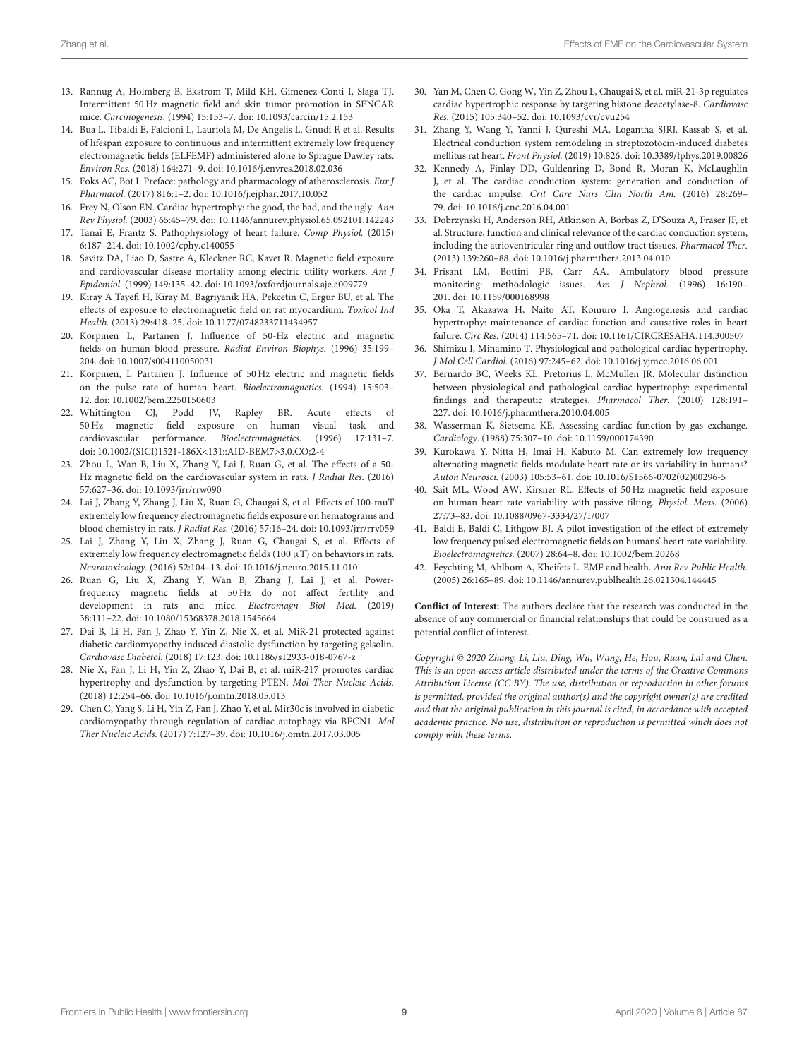13. Rannug A, Holmberg B, Ekstrom T, Mild KH, Gimenez-Conti I, Slaga TJ. Intermittent 50 Hz magnetic field and skin tumor promotion in SENCAR mice. *Carcinogenesis.* (1994) 15:153–7. doi: 10.1093/carcin/15.2.153
14. Bua L, Tibaldi E, Falcioni L, Lauriola M, De Angelis L, Gnudi F, et al. Results of lifespan exposure to continuous and intermittent extremely low frequency electromagnetic fields (ELFEMF) administered alone to Sprague Dawley rats. *Environ Res.* (2018) 164:271–9. doi: 10.1016/j.envres.2018.02.036
15. Foks AC, Bot I. Preface: pathology and pharmacology of atherosclerosis. *Eur J Pharmacol.* (2017) 816:1–2. doi: 10.1016/j.ejphar.2017.10.052
16. Frey N, Olson EN. Cardiac hypertrophy: the good, the bad, and the ugly. *Ann Rev Physiol.* (2003) 65:45–79. doi: 10.1146/annurev.physiol.65.092101.142243
17. Tanai E, Frantz S. Pathophysiology of heart failure. *Comp Physiol.* (2015) 6:187–214. doi: 10.1002/cphy.c140055
18. Savitz DA, Liao D, Sastre A, Kleckner RC, Kavet R. Magnetic field exposure and cardiovascular disease mortality among electric utility workers. *Am J Epidemiol.* (1999) 149:135–42. doi: 10.1093/oxfordjournals.aje.a009779
19. Kiray A Tayefi H, Kiray M, Bagriyanik HA, Pekcetin C, Ergur BU, et al. The effects of exposure to electromagnetic field on rat myocardium. *Toxicol Ind Health.* (2013) 29:418–25. doi: 10.1177/0748233711434957
20. Korpinen L, Partanen J. Influence of 50-Hz electric and magnetic fields on human blood pressure. *Radiat Environ Biophys.* (1996) 35:199–204. doi: 10.1007/s004110050031
21. Korpinen, L Partanen J. Influence of 50 Hz electric and magnetic fields on the pulse rate of human heart. *Bioelectromagnetics.* (1994) 15:503–12. doi: 10.1002/bem.2250150603
22. Whittington CJ, Podd JV, Rapley BR. Acute effects of 50 Hz magnetic field exposure on human visual task and cardiovascular performance. *Bioelectromagnetics*. (1996) 17:131–7. doi: 10.1002/(SICI)1521-186X<131::AID-BEM7>3.0.CO;2-4
23. Zhou L, Wan B, Liu X, Zhang Y, Lai J, Ruan G, et al. The effects of a 50-Hz magnetic field on the cardiovascular system in rats. *J Radiat Res.* (2016) 57:627–36. doi: 10.1093/jrr/rrw090
24. Lai J, Zhang Y, Zhang J, Liu X, Ruan G, Chaugai S, et al. Effects of 100-muT extremely low frequency electromagnetic fields exposure on hematograms and blood chemistry in rats. *J Radiat Res.* (2016) 57:16–24. doi: 10.1093/jrr/rrv059
25. Lai J, Zhang Y, Liu X, Zhang J, Ruan G, Chaugai S, et al. Effects of extremely low frequency electromagnetic fields (100 μT) on behaviors in rats. *Neurotoxicology.* (2016) 52:104–13. doi: 10.1016/j.neuro.2015.11.010
26. Ruan G, Liu X, Zhang Y, Wan B, Zhang J, Lai J, et al. Power-frequency magnetic fields at 50 Hz do not affect fertility and development in rats and mice. *Electromagn Biol Med.* (2019) 38:111–22. doi: 10.1080/15368378.2018.1545664
27. Dai B, Li H, Fan J, Zhao Y, Yin Z, Nie X, et al. MiR-21 protected against diabetic cardiomyopathy induced diastolic dysfunction by targeting gelsolin. *Cardiovasc Diabetol.* (2018) 17:123. doi: 10.1186/s12933-018-0767-z
28. Nie X, Fan J, Li H, Yin Z, Zhao Y, Dai B, et al. miR-217 promotes cardiac hypertrophy and dysfunction by targeting PTEN. *Mol Ther Nucleic Acids.* (2018) 12:254–66. doi: 10.1016/j.omtn.2018.05.013
29. Chen C, Yang S, Li H, Yin Z, Fan J, Zhao Y, et al. Mir30c is involved in diabetic cardiomyopathy through regulation of cardiac autophagy via BECN1. *Mol Ther Nucleic Acids.* (2017) 7:127–39. doi: 10.1016/j.omtn.2017.03.005
30. Yan M, Chen C, Gong W, Yin Z, Zhou L, Chaugai S, et al. miR-21-3p regulates cardiac hypertrophic response by targeting histone deacetylase-8. *Cardiovasc Res.* (2015) 105:340–52. doi: 10.1093/cvr/cvu254
31. Zhang Y, Wang Y, Yanni J, Qureshi MA, Logantha SJRJ, Kassab S, et al. Electrical conduction system remodeling in streptozotocin-induced diabetes mellitus rat heart. *Front Physiol.* (2019) 10:826. doi: 10.3389/fphys.2019.00826
32. Kennedy A, Finlay DD, Guldenring D, Bond R, Moran K, McLaughlin J, et al. The cardiac conduction system: generation and conduction of the cardiac impulse. *Crit Care Nurs Clin North Am.* (2016) 28:269–79. doi: 10.1016/j.cnc.2016.04.001
33. Dobrzynski H, Anderson RH, Atkinson A, Borbas Z, D'Souza A, Fraser JF, et al. Structure, function and clinical relevance of the cardiac conduction system, including the atrioventricular ring and outflow tract tissues. *Pharmacol Ther.* (2013) 139:260–88. doi: 10.1016/j.pharmthera.2013.04.010
34. Prisant LM, Bottini PB, Carr AA. Ambulatory blood pressure monitoring: methodologic issues. *Am J Nephrol.* (1996) 16:190–201. doi: 10.1159/000168998
35. Oka T, Akazawa H, Naito AT, Komuro I. Angiogenesis and cardiac hypertrophy: maintenance of cardiac function and causative roles in heart failure. *Circ Res.* (2014) 114:565–71. doi: 10.1161/CIRCRESAHA.114.300507
36. Shimizu I, Minamino T. Physiological and pathological cardiac hypertrophy. *J Mol Cell Cardiol.* (2016) 97:245–62. doi: 10.1016/j.yjmcc.2016.06.001
37. Bernardo BC, Weeks KL, Pretorius L, McMullen JR. Molecular distinction between physiological and pathological cardiac hypertrophy: experimental findings and therapeutic strategies. *Pharmacol Ther.* (2010) 128:191–227. doi: 10.1016/j.pharmthera.2010.04.005
38. Wasserman K, Sietsema KE. Assessing cardiac function by gas exchange. *Cardiology.* (1988) 75:307–10. doi: 10.1159/000174390
39. Kurokawa Y, Nitta H, Imai H, Kabuto M. Can extremely low frequency alternating magnetic fields modulate heart rate or its variability in humans? *Auton Neurosci.* (2003) 105:53–61. doi: 10.1016/S1566-0702(02)00296-5
40. Sait ML, Wood AW, Kirsner RL. Effects of 50 Hz magnetic field exposure on human heart rate variability with passive tilting. *Physiol. Meas.* (2006) 27:73–83. doi: 10.1088/0967-3334/27/1/007
41. Baldi E, Baldi C, Lithgow BJ. A pilot investigation of the effect of extremely low frequency pulsed electromagnetic fields on humans' heart rate variability. *Bioelectromagnetics.* (2007) 28:64–8. doi: 10.1002/bem.20268
42. Feychting M, Ahlbom A, Kheifets L. EMF and health. *Ann Rev Public Health.* (2005) 26:165–89. doi: 10.1146/annurev.publhealth.26.021304.144445

**Conflict of Interest:** The authors declare that the research was conducted in the absence of any commercial or financial relationships that could be construed as a potential conflict of interest.

*Copyright © 2020 Zhang, Li, Liu, Ding, Wu, Wang, He, Hou, Ruan, Lai and Chen. This is an open-access article distributed under the terms of the Creative Commons Attribution License (CC BY). The use, distribution or reproduction in other forums is permitted, provided the original author(s) and the copyright owner(s) are credited and that the original publication in this journal is cited, in accordance with accepted academic practice. No use, distribution or reproduction is permitted which does not comply with these terms.*